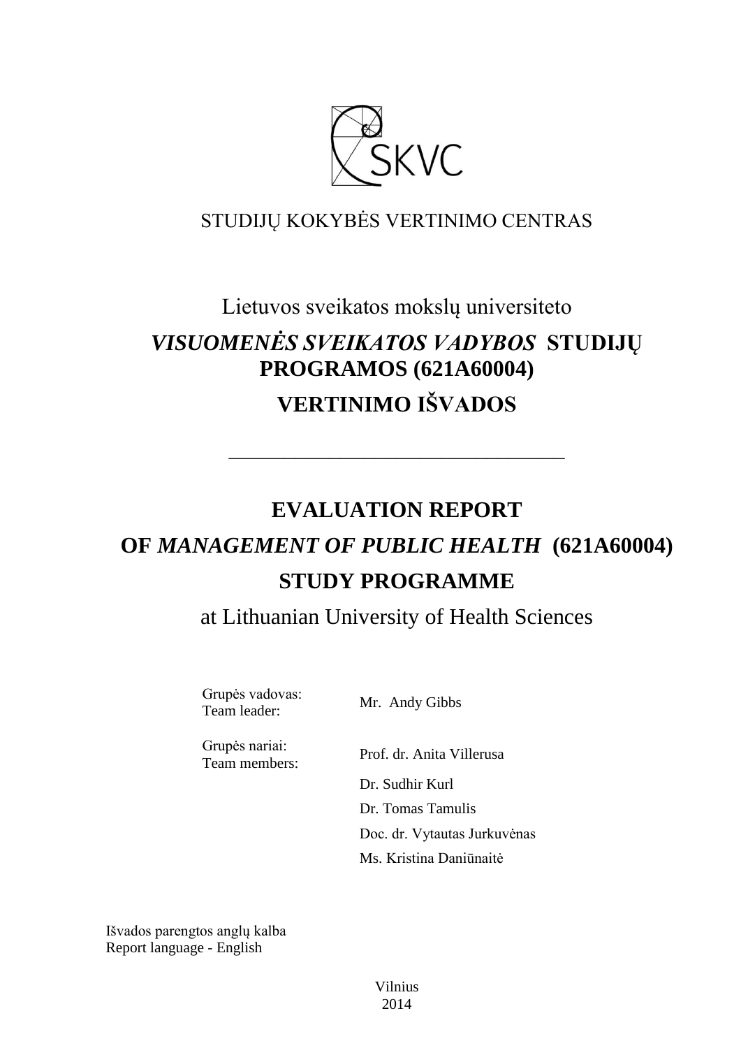SKVC

STUDIJŲ KOKYBĖS VERTINIMO CENTRAS

Lietuvos sveikatos mokslų universiteto

# *VISUOMENĖS SVEIKATOS VADYBOS* STUDIJŲ PROGRAMOS (621A60004)

# VERTINIMO IŠVADOS

---

# EVALUATION REPORT

# OF *MANAGEMENT OF PUBLIC HEALTH* (621A60004)

# STUDY PROGRAMME

at Lithuanian University of Health Sciences

| | |
|---|---|
| Grupės vadovas:<br>Team leader: | Mr. Andy Gibbs |
| Grupės nariai:<br>Team members: | Prof. dr. Anita Villerusa |
| | Dr. Sudhir Kurl |
| | Dr. Tomas Tamulis |
| | Doc. dr. Vytautas Jurkuvėnas |
| | Ms. Kristina Daniūnaitė |

Išvados parengtos anglų kalba
Report language - English

Vilnius
2014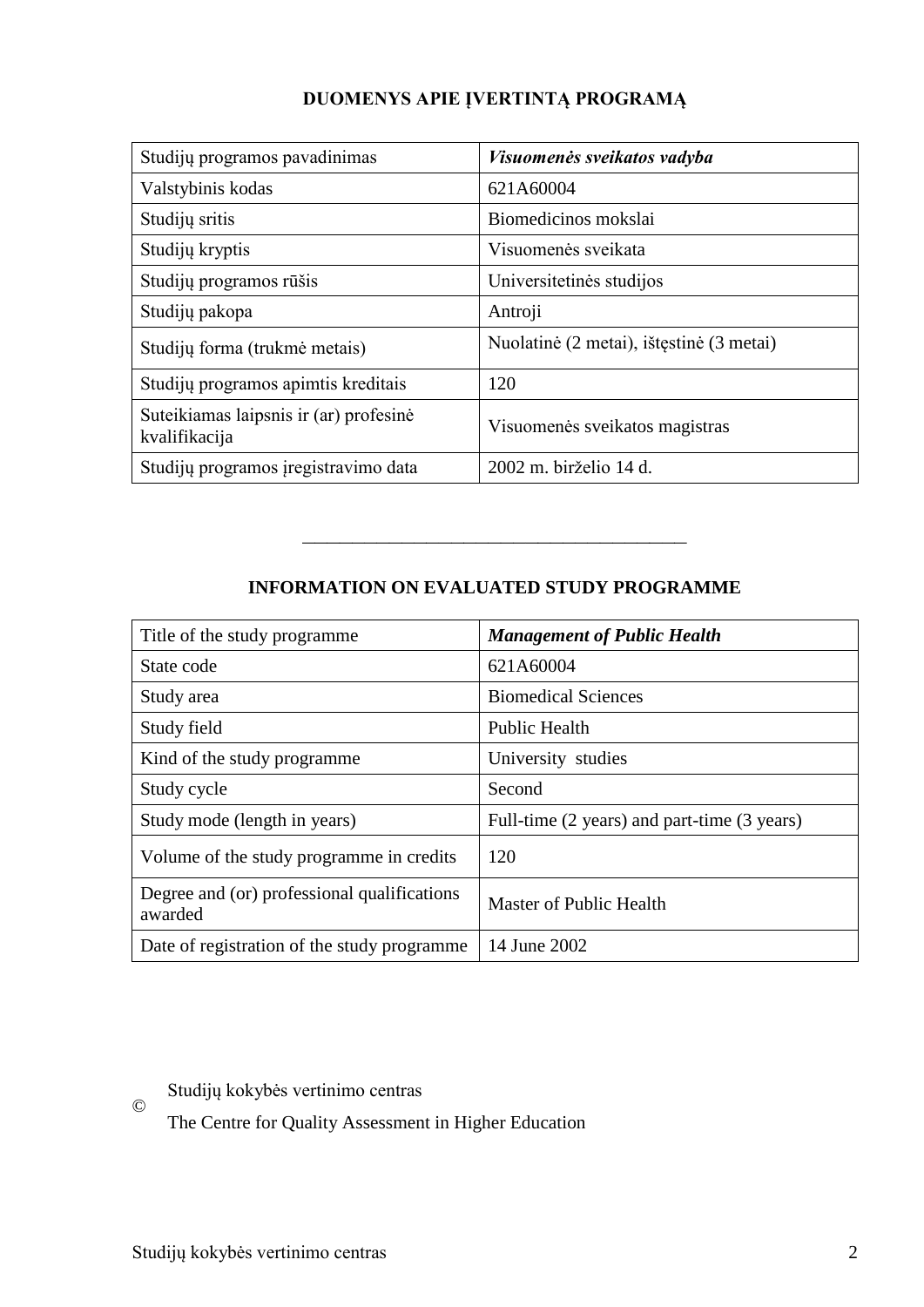## DUOMENYS APIE ĮVERTINTĄ PROGRAMĄ

| Studijų programos pavadinimas | ***Visuomenės sveikatos vadyba*** |
|---|---|
| Valstybinis kodas | 621A60004 |
| Studijų sritis | Biomedicinos mokslai |
| Studijų kryptis | Visuomenės sveikata |
| Studijų programos rūšis | Universitetinės studijos |
| Studijų pakopa | Antroji |
| Studijų forma (trukmė metais) | Nuolatinė (2 metai), ištęstinė (3 metai) |
| Studijų programos apimtis kreditais | 120 |
| Suteikiamas laipsnis ir (ar) profesinė kvalifikacija | Visuomenės sveikatos magistras |
| Studijų programos įregistravimo data | 2002 m. birželio 14 d. |

---

## INFORMATION ON EVALUATED STUDY PROGRAMME

| Title of the study programme | ***Management of Public Health*** |
|---|---|
| State code | 621A60004 |
| Study area | Biomedical Sciences |
| Study field | Public Health |
| Kind of the study programme | University studies |
| Study cycle | Second |
| Study mode (length in years) | Full-time (2 years) and part-time (3 years) |
| Volume of the study programme in credits | 120 |
| Degree and (or) professional qualifications awarded | Master of Public Health |
| Date of registration of the study programme | 14 June 2002 |

© Studijų kokybės vertinimo centras
The Centre for Quality Assessment in Higher Education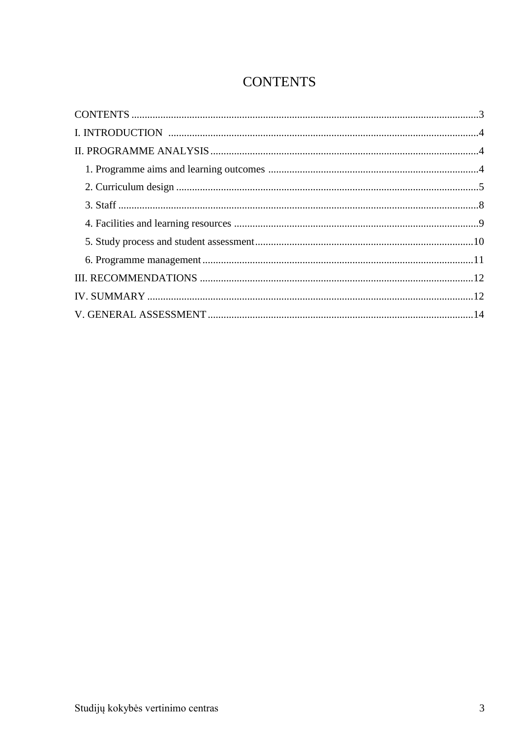# CONTENTS

CONTENTS ....................................................................................................................................3

I. INTRODUCTION .......................................................................................................................4

II. PROGRAMME ANALYSIS ......................................................................................................4

1. Programme aims and learning outcomes .................................................................................4

2. Curriculum design ....................................................................................................................5

3. Staff ..........................................................................................................................................8

4. Facilities and learning resources ..............................................................................................9

5. Study process and student assessment....................................................................................10

6. Programme management........................................................................................................11

III. RECOMMENDATIONS .........................................................................................................12

IV. SUMMARY .............................................................................................................................12

V. GENERAL ASSESSMENT......................................................................................................14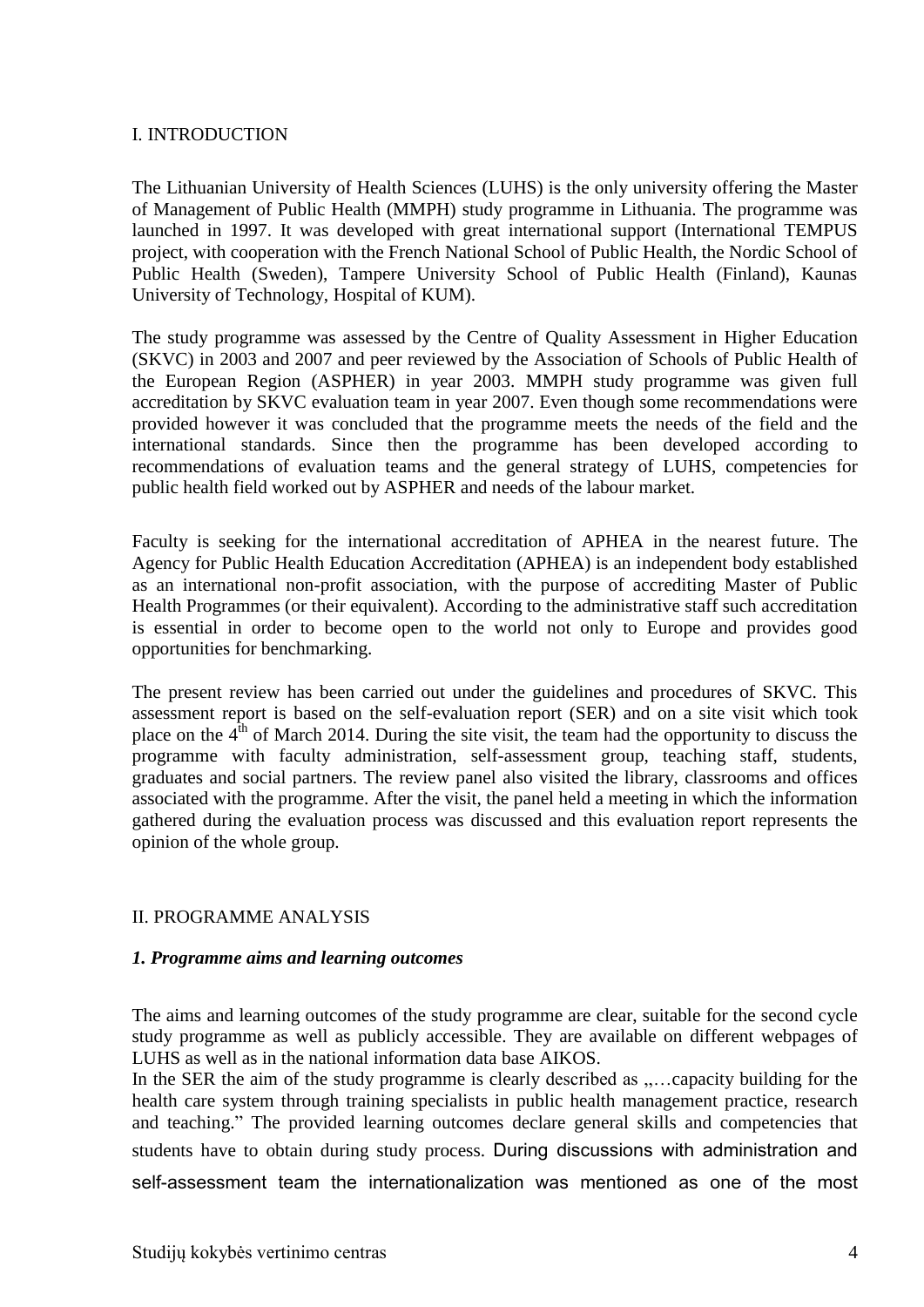## I. INTRODUCTION

The Lithuanian University of Health Sciences (LUHS) is the only university offering the Master of Management of Public Health (MMPH) study programme in Lithuania. The programme was launched in 1997. It was developed with great international support (International TEMPUS project, with cooperation with the French National School of Public Health, the Nordic School of Public Health (Sweden), Tampere University School of Public Health (Finland), Kaunas University of Technology, Hospital of KUM).

The study programme was assessed by the Centre of Quality Assessment in Higher Education (SKVC) in 2003 and 2007 and peer reviewed by the Association of Schools of Public Health of the European Region (ASPHER) in year 2003. MMPH study programme was given full accreditation by SKVC evaluation team in year 2007. Even though some recommendations were provided however it was concluded that the programme meets the needs of the field and the international standards. Since then the programme has been developed according to recommendations of evaluation teams and the general strategy of LUHS, competencies for public health field worked out by ASPHER and needs of the labour market.

Faculty is seeking for the international accreditation of APHEA in the nearest future. The Agency for Public Health Education Accreditation (APHEA) is an independent body established as an international non-profit association, with the purpose of accrediting Master of Public Health Programmes (or their equivalent). According to the administrative staff such accreditation is essential in order to become open to the world not only to Europe and provides good opportunities for benchmarking.

The present review has been carried out under the guidelines and procedures of SKVC. This assessment report is based on the self-evaluation report (SER) and on a site visit which took place on the 4th of March 2014. During the site visit, the team had the opportunity to discuss the programme with faculty administration, self-assessment group, teaching staff, students, graduates and social partners. The review panel also visited the library, classrooms and offices associated with the programme. After the visit, the panel held a meeting in which the information gathered during the evaluation process was discussed and this evaluation report represents the opinion of the whole group.

## II. PROGRAMME ANALYSIS

### *1. Programme aims and learning outcomes*

The aims and learning outcomes of the study programme are clear, suitable for the second cycle study programme as well as publicly accessible. They are available on different webpages of LUHS as well as in the national information data base AIKOS.
In the SER the aim of the study programme is clearly described as „…capacity building for the health care system through training specialists in public health management practice, research and teaching." The provided learning outcomes declare general skills and competencies that students have to obtain during study process. During discussions with administration and self-assessment team the internationalization was mentioned as one of the most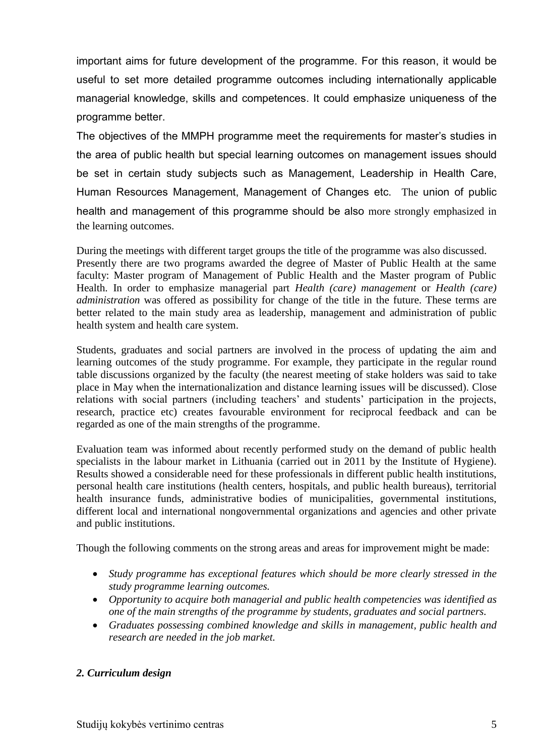important aims for future development of the programme. For this reason, it would be useful to set more detailed programme outcomes including internationally applicable managerial knowledge, skills and competences. It could emphasize uniqueness of the programme better.

The objectives of the MMPH programme meet the requirements for master's studies in the area of public health but special learning outcomes on management issues should be set in certain study subjects such as Management, Leadership in Health Care, Human Resources Management, Management of Changes etc. The union of public health and management of this programme should be also more strongly emphasized in the learning outcomes.

During the meetings with different target groups the title of the programme was also discussed. Presently there are two programs awarded the degree of Master of Public Health at the same faculty: Master program of Management of Public Health and the Master program of Public Health. In order to emphasize managerial part *Health (care) management* or *Health (care) administration* was offered as possibility for change of the title in the future. These terms are better related to the main study area as leadership, management and administration of public health system and health care system.

Students, graduates and social partners are involved in the process of updating the aim and learning outcomes of the study programme. For example, they participate in the regular round table discussions organized by the faculty (the nearest meeting of stake holders was said to take place in May when the internationalization and distance learning issues will be discussed). Close relations with social partners (including teachers' and students' participation in the projects, research, practice etc) creates favourable environment for reciprocal feedback and can be regarded as one of the main strengths of the programme.

Evaluation team was informed about recently performed study on the demand of public health specialists in the labour market in Lithuania (carried out in 2011 by the Institute of Hygiene). Results showed a considerable need for these professionals in different public health institutions, personal health care institutions (health centers, hospitals, and public health bureaus), territorial health insurance funds, administrative bodies of municipalities, governmental institutions, different local and international nongovernmental organizations and agencies and other private and public institutions.

Though the following comments on the strong areas and areas for improvement might be made:

- *Study programme has exceptional features which should be more clearly stressed in the study programme learning outcomes.*
- *Opportunity to acquire both managerial and public health competencies was identified as one of the main strengths of the programme by students, graduates and social partners.*
- *Graduates possessing combined knowledge and skills in management, public health and research are needed in the job market.*

### *2. Curriculum design*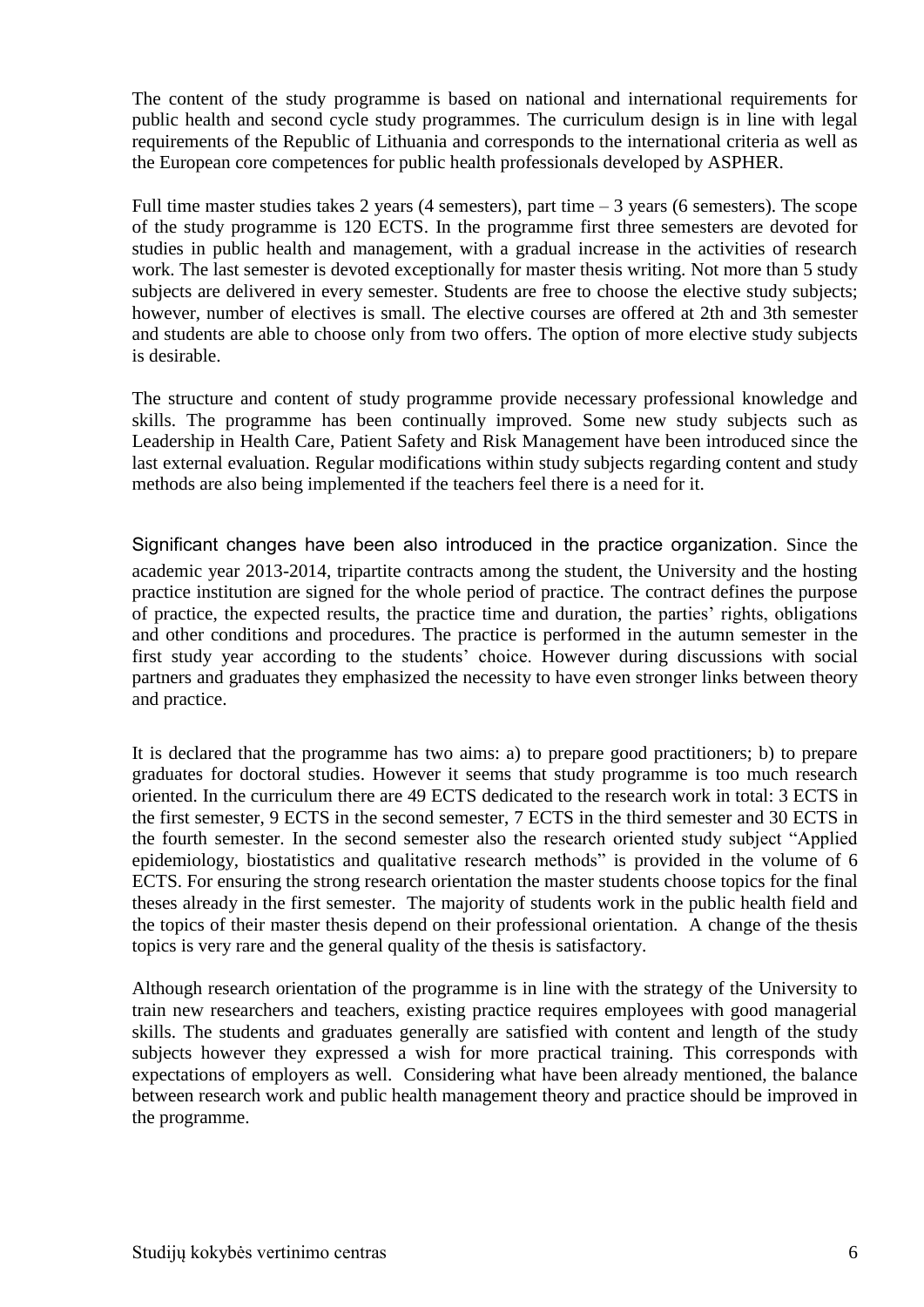The content of the study programme is based on national and international requirements for public health and second cycle study programmes. The curriculum design is in line with legal requirements of the Republic of Lithuania and corresponds to the international criteria as well as the European core competences for public health professionals developed by ASPHER.

Full time master studies takes 2 years (4 semesters), part time – 3 years (6 semesters). The scope of the study programme is 120 ECTS. In the programme first three semesters are devoted for studies in public health and management, with a gradual increase in the activities of research work. The last semester is devoted exceptionally for master thesis writing. Not more than 5 study subjects are delivered in every semester. Students are free to choose the elective study subjects; however, number of electives is small. The elective courses are offered at 2th and 3th semester and students are able to choose only from two offers. The option of more elective study subjects is desirable.

The structure and content of study programme provide necessary professional knowledge and skills. The programme has been continually improved. Some new study subjects such as Leadership in Health Care, Patient Safety and Risk Management have been introduced since the last external evaluation. Regular modifications within study subjects regarding content and study methods are also being implemented if the teachers feel there is a need for it.

Significant changes have been also introduced in the practice organization. Since the academic year 2013-2014, tripartite contracts among the student, the University and the hosting practice institution are signed for the whole period of practice. The contract defines the purpose of practice, the expected results, the practice time and duration, the parties' rights, obligations and other conditions and procedures. The practice is performed in the autumn semester in the first study year according to the students' choice. However during discussions with social partners and graduates they emphasized the necessity to have even stronger links between theory and practice.

It is declared that the programme has two aims: a) to prepare good practitioners; b) to prepare graduates for doctoral studies. However it seems that study programme is too much research oriented. In the curriculum there are 49 ECTS dedicated to the research work in total: 3 ECTS in the first semester, 9 ECTS in the second semester, 7 ECTS in the third semester and 30 ECTS in the fourth semester. In the second semester also the research oriented study subject "Applied epidemiology, biostatistics and qualitative research methods" is provided in the volume of 6 ECTS. For ensuring the strong research orientation the master students choose topics for the final theses already in the first semester. The majority of students work in the public health field and the topics of their master thesis depend on their professional orientation. A change of the thesis topics is very rare and the general quality of the thesis is satisfactory.

Although research orientation of the programme is in line with the strategy of the University to train new researchers and teachers, existing practice requires employees with good managerial skills. The students and graduates generally are satisfied with content and length of the study subjects however they expressed a wish for more practical training. This corresponds with expectations of employers as well. Considering what have been already mentioned, the balance between research work and public health management theory and practice should be improved in the programme.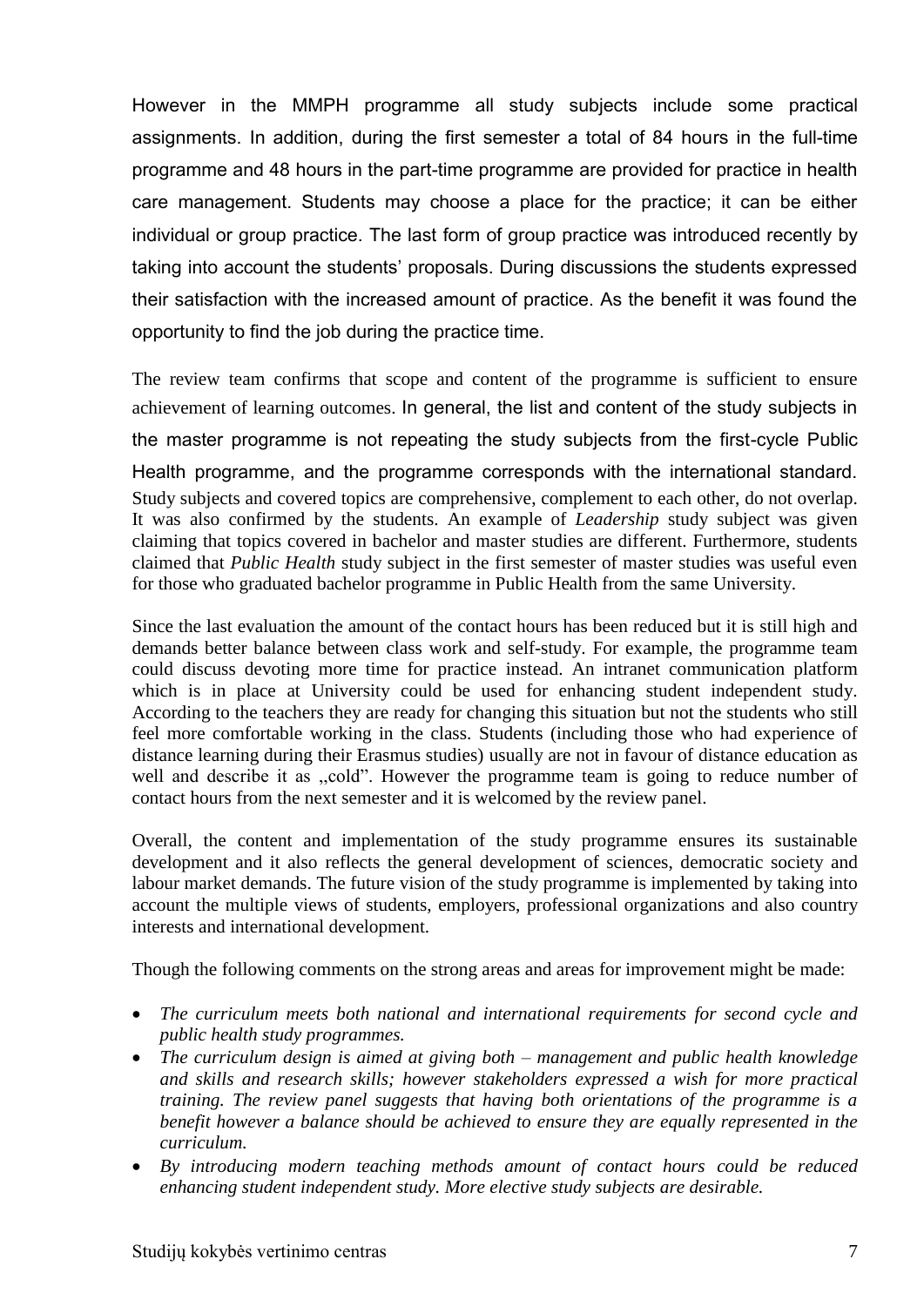However in the MMPH programme all study subjects include some practical assignments. In addition, during the first semester a total of 84 hours in the full-time programme and 48 hours in the part-time programme are provided for practice in health care management. Students may choose a place for the practice; it can be either individual or group practice. The last form of group practice was introduced recently by taking into account the students' proposals. During discussions the students expressed their satisfaction with the increased amount of practice. As the benefit it was found the opportunity to find the job during the practice time.

The review team confirms that scope and content of the programme is sufficient to ensure achievement of learning outcomes. In general, the list and content of the study subjects in the master programme is not repeating the study subjects from the first-cycle Public Health programme, and the programme corresponds with the international standard. Study subjects and covered topics are comprehensive, complement to each other, do not overlap. It was also confirmed by the students. An example of *Leadership* study subject was given claiming that topics covered in bachelor and master studies are different. Furthermore, students claimed that *Public Health* study subject in the first semester of master studies was useful even for those who graduated bachelor programme in Public Health from the same University.

Since the last evaluation the amount of the contact hours has been reduced but it is still high and demands better balance between class work and self-study. For example, the programme team could discuss devoting more time for practice instead. An intranet communication platform which is in place at University could be used for enhancing student independent study. According to the teachers they are ready for changing this situation but not the students who still feel more comfortable working in the class. Students (including those who had experience of distance learning during their Erasmus studies) usually are not in favour of distance education as well and describe it as „cold". However the programme team is going to reduce number of contact hours from the next semester and it is welcomed by the review panel.

Overall, the content and implementation of the study programme ensures its sustainable development and it also reflects the general development of sciences, democratic society and labour market demands. The future vision of the study programme is implemented by taking into account the multiple views of students, employers, professional organizations and also country interests and international development.

Though the following comments on the strong areas and areas for improvement might be made:

- *The curriculum meets both national and international requirements for second cycle and public health study programmes.*
- *The curriculum design is aimed at giving both – management and public health knowledge and skills and research skills; however stakeholders expressed a wish for more practical training. The review panel suggests that having both orientations of the programme is a benefit however a balance should be achieved to ensure they are equally represented in the curriculum.*
- *By introducing modern teaching methods amount of contact hours could be reduced enhancing student independent study. More elective study subjects are desirable.*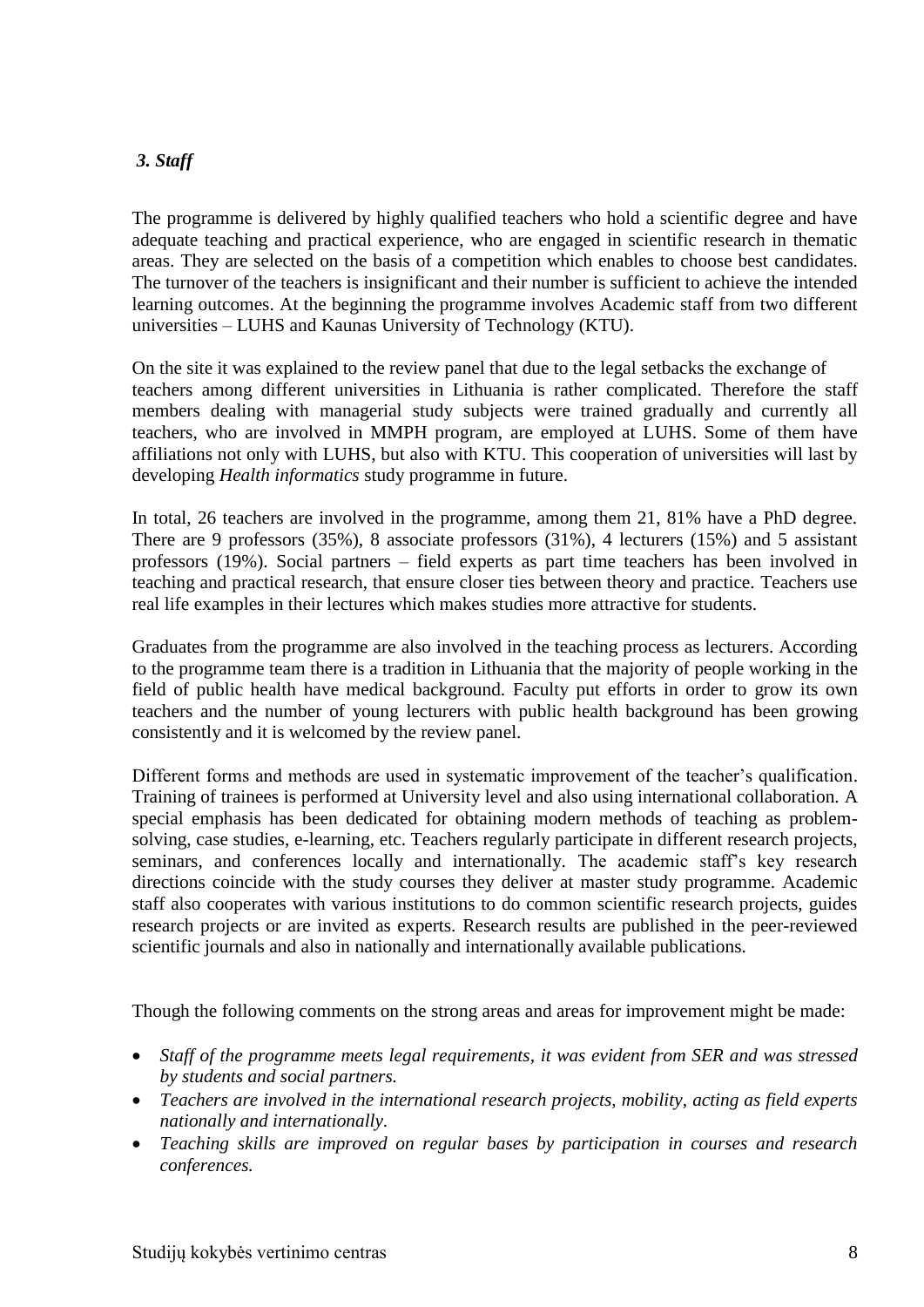### *3. Staff*

The programme is delivered by highly qualified teachers who hold a scientific degree and have adequate teaching and practical experience, who are engaged in scientific research in thematic areas. They are selected on the basis of a competition which enables to choose best candidates. The turnover of the teachers is insignificant and their number is sufficient to achieve the intended learning outcomes. At the beginning the programme involves Academic staff from two different universities – LUHS and Kaunas University of Technology (KTU).

On the site it was explained to the review panel that due to the legal setbacks the exchange of teachers among different universities in Lithuania is rather complicated. Therefore the staff members dealing with managerial study subjects were trained gradually and currently all teachers, who are involved in MMPH program, are employed at LUHS. Some of them have affiliations not only with LUHS, but also with KTU. This cooperation of universities will last by developing *Health informatics* study programme in future.

In total, 26 teachers are involved in the programme, among them 21, 81% have a PhD degree. There are 9 professors (35%), 8 associate professors (31%), 4 lecturers (15%) and 5 assistant professors (19%). Social partners – field experts as part time teachers has been involved in teaching and practical research, that ensure closer ties between theory and practice. Teachers use real life examples in their lectures which makes studies more attractive for students.

Graduates from the programme are also involved in the teaching process as lecturers. According to the programme team there is a tradition in Lithuania that the majority of people working in the field of public health have medical background. Faculty put efforts in order to grow its own teachers and the number of young lecturers with public health background has been growing consistently and it is welcomed by the review panel.

Different forms and methods are used in systematic improvement of the teacher's qualification. Training of trainees is performed at University level and also using international collaboration. A special emphasis has been dedicated for obtaining modern methods of teaching as problem-solving, case studies, e-learning, etc. Teachers regularly participate in different research projects, seminars, and conferences locally and internationally. The academic staff's key research directions coincide with the study courses they deliver at master study programme. Academic staff also cooperates with various institutions to do common scientific research projects, guides research projects or are invited as experts. Research results are published in the peer-reviewed scientific journals and also in nationally and internationally available publications.

Though the following comments on the strong areas and areas for improvement might be made:

- *Staff of the programme meets legal requirements, it was evident from SER and was stressed by students and social partners.*
- *Teachers are involved in the international research projects, mobility, acting as field experts nationally and internationally.*
- *Teaching skills are improved on regular bases by participation in courses and research conferences.*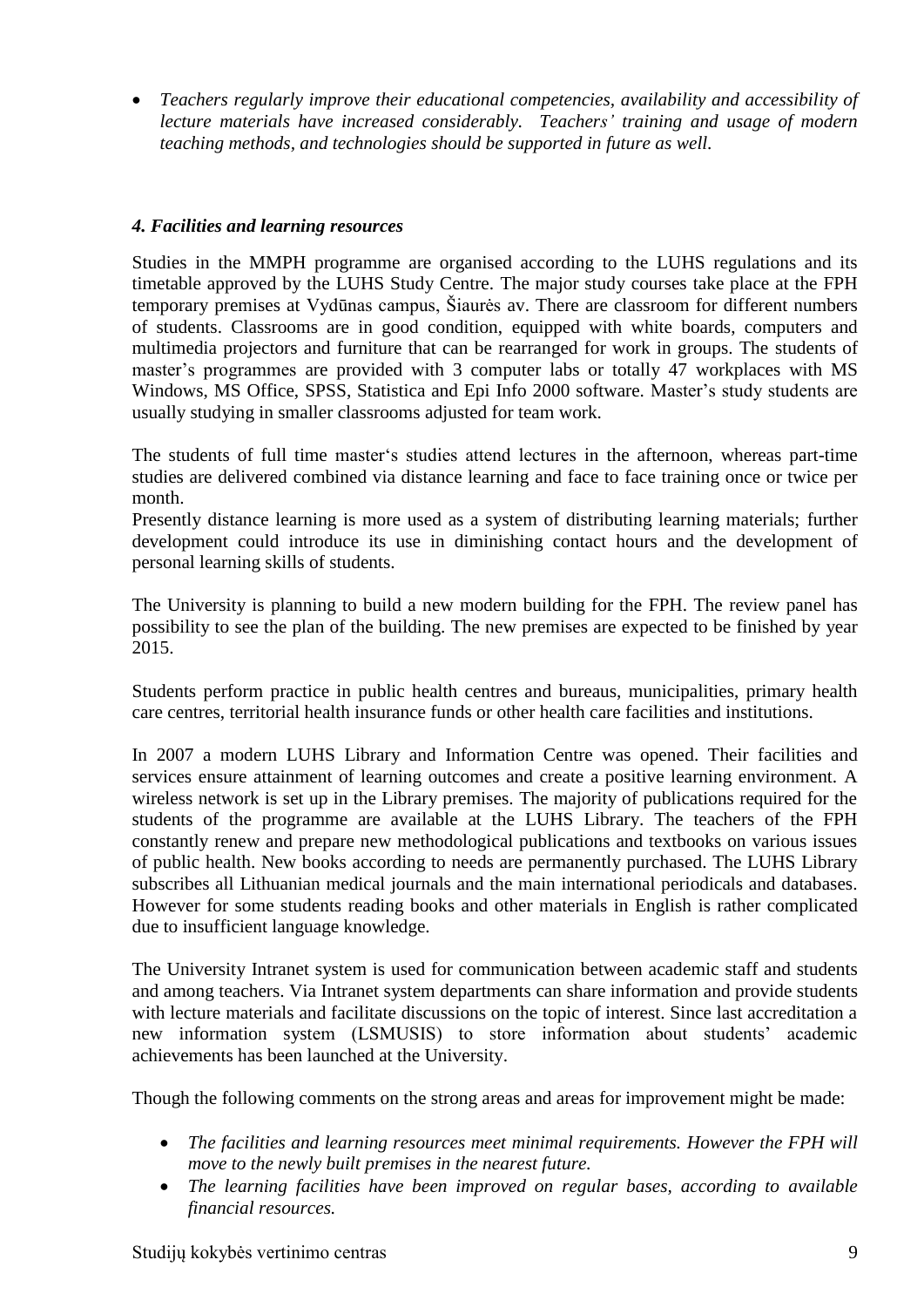- *Teachers regularly improve their educational competencies, availability and accessibility of lecture materials have increased considerably. Teachers' training and usage of modern teaching methods, and technologies should be supported in future as well.*

### *4. Facilities and learning resources*

Studies in the MMPH programme are organised according to the LUHS regulations and its timetable approved by the LUHS Study Centre. The major study courses take place at the FPH temporary premises at Vydūnas campus, Šiaurės av. There are classroom for different numbers of students. Classrooms are in good condition, equipped with white boards, computers and multimedia projectors and furniture that can be rearranged for work in groups. The students of master's programmes are provided with 3 computer labs or totally 47 workplaces with MS Windows, MS Office, SPSS, Statistica and Epi Info 2000 software. Master's study students are usually studying in smaller classrooms adjusted for team work.

The students of full time master's studies attend lectures in the afternoon, whereas part-time studies are delivered combined via distance learning and face to face training once or twice per month.
Presently distance learning is more used as a system of distributing learning materials; further development could introduce its use in diminishing contact hours and the development of personal learning skills of students.

The University is planning to build a new modern building for the FPH. The review panel has possibility to see the plan of the building. The new premises are expected to be finished by year 2015.

Students perform practice in public health centres and bureaus, municipalities, primary health care centres, territorial health insurance funds or other health care facilities and institutions.

In 2007 a modern LUHS Library and Information Centre was opened. Their facilities and services ensure attainment of learning outcomes and create a positive learning environment. A wireless network is set up in the Library premises. The majority of publications required for the students of the programme are available at the LUHS Library. The teachers of the FPH constantly renew and prepare new methodological publications and textbooks on various issues of public health. New books according to needs are permanently purchased. The LUHS Library subscribes all Lithuanian medical journals and the main international periodicals and databases. However for some students reading books and other materials in English is rather complicated due to insufficient language knowledge.

The University Intranet system is used for communication between academic staff and students and among teachers. Via Intranet system departments can share information and provide students with lecture materials and facilitate discussions on the topic of interest. Since last accreditation a new information system (LSMUSIS) to store information about students' academic achievements has been launched at the University.

Though the following comments on the strong areas and areas for improvement might be made:

- *The facilities and learning resources meet minimal requirements. However the FPH will move to the newly built premises in the nearest future.*
- *The learning facilities have been improved on regular bases, according to available financial resources.*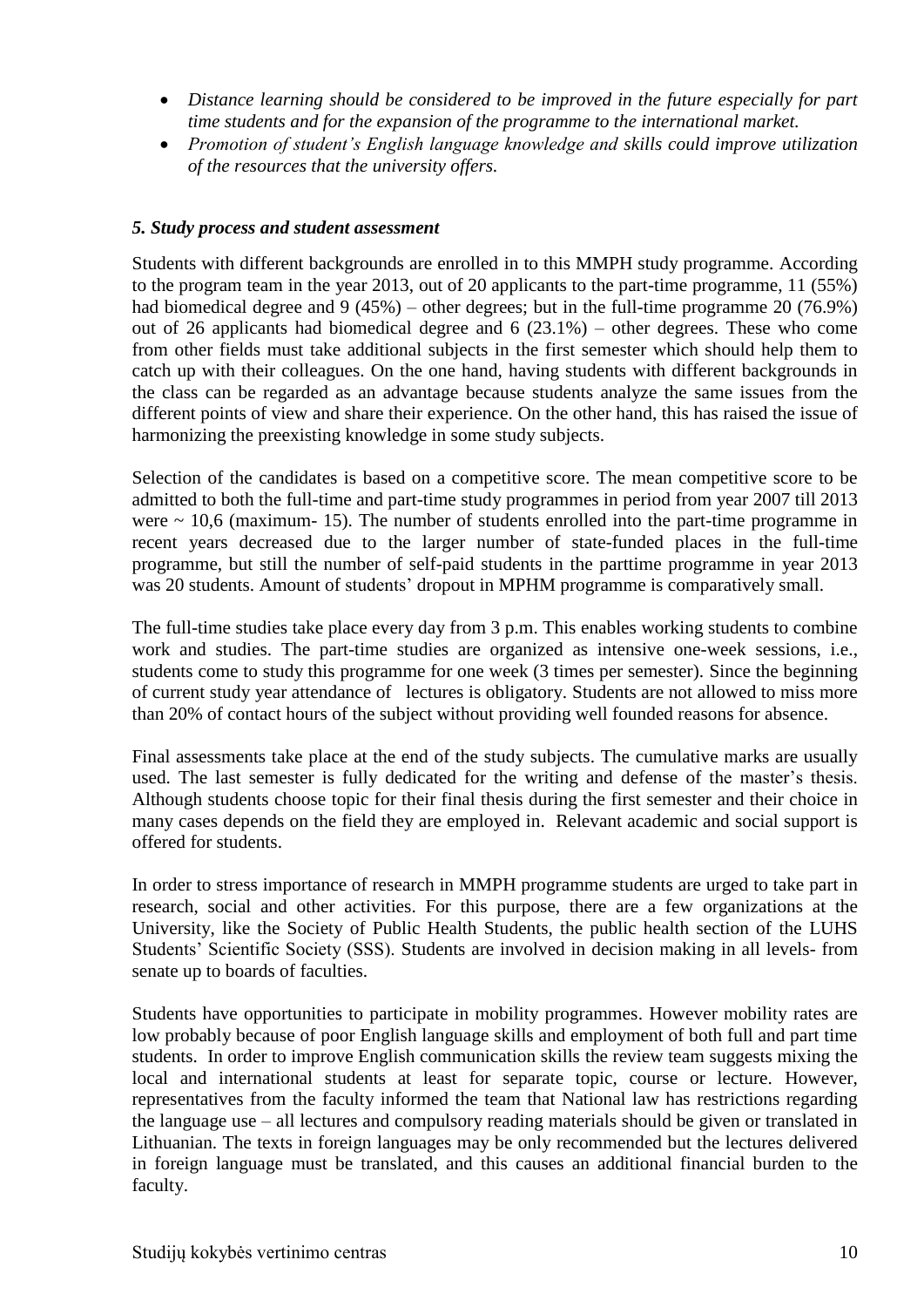- *Distance learning should be considered to be improved in the future especially for part time students and for the expansion of the programme to the international market.*
- *Promotion of student's English language knowledge and skills could improve utilization of the resources that the university offers.*

### *5. Study process and student assessment*

Students with different backgrounds are enrolled in to this MMPH study programme. According to the program team in the year 2013, out of 20 applicants to the part-time programme, 11 (55%) had biomedical degree and 9 (45%) – other degrees; but in the full-time programme 20 (76.9%) out of 26 applicants had biomedical degree and 6 (23.1%) – other degrees. These who come from other fields must take additional subjects in the first semester which should help them to catch up with their colleagues. On the one hand, having students with different backgrounds in the class can be regarded as an advantage because students analyze the same issues from the different points of view and share their experience. On the other hand, this has raised the issue of harmonizing the preexisting knowledge in some study subjects.

Selection of the candidates is based on a competitive score. The mean competitive score to be admitted to both the full-time and part-time study programmes in period from year 2007 till 2013 were ~ 10,6 (maximum- 15). The number of students enrolled into the part-time programme in recent years decreased due to the larger number of state-funded places in the full-time programme, but still the number of self-paid students in the parttime programme in year 2013 was 20 students. Amount of students' dropout in MPHM programme is comparatively small.

The full-time studies take place every day from 3 p.m. This enables working students to combine work and studies. The part-time studies are organized as intensive one-week sessions, i.e., students come to study this programme for one week (3 times per semester). Since the beginning of current study year attendance of lectures is obligatory. Students are not allowed to miss more than 20% of contact hours of the subject without providing well founded reasons for absence.

Final assessments take place at the end of the study subjects. The cumulative marks are usually used. The last semester is fully dedicated for the writing and defense of the master's thesis. Although students choose topic for their final thesis during the first semester and their choice in many cases depends on the field they are employed in. Relevant academic and social support is offered for students.

In order to stress importance of research in MMPH programme students are urged to take part in research, social and other activities. For this purpose, there are a few organizations at the University, like the Society of Public Health Students, the public health section of the LUHS Students' Scientific Society (SSS). Students are involved in decision making in all levels- from senate up to boards of faculties.

Students have opportunities to participate in mobility programmes. However mobility rates are low probably because of poor English language skills and employment of both full and part time students. In order to improve English communication skills the review team suggests mixing the local and international students at least for separate topic, course or lecture. However, representatives from the faculty informed the team that National law has restrictions regarding the language use – all lectures and compulsory reading materials should be given or translated in Lithuanian. The texts in foreign languages may be only recommended but the lectures delivered in foreign language must be translated, and this causes an additional financial burden to the faculty.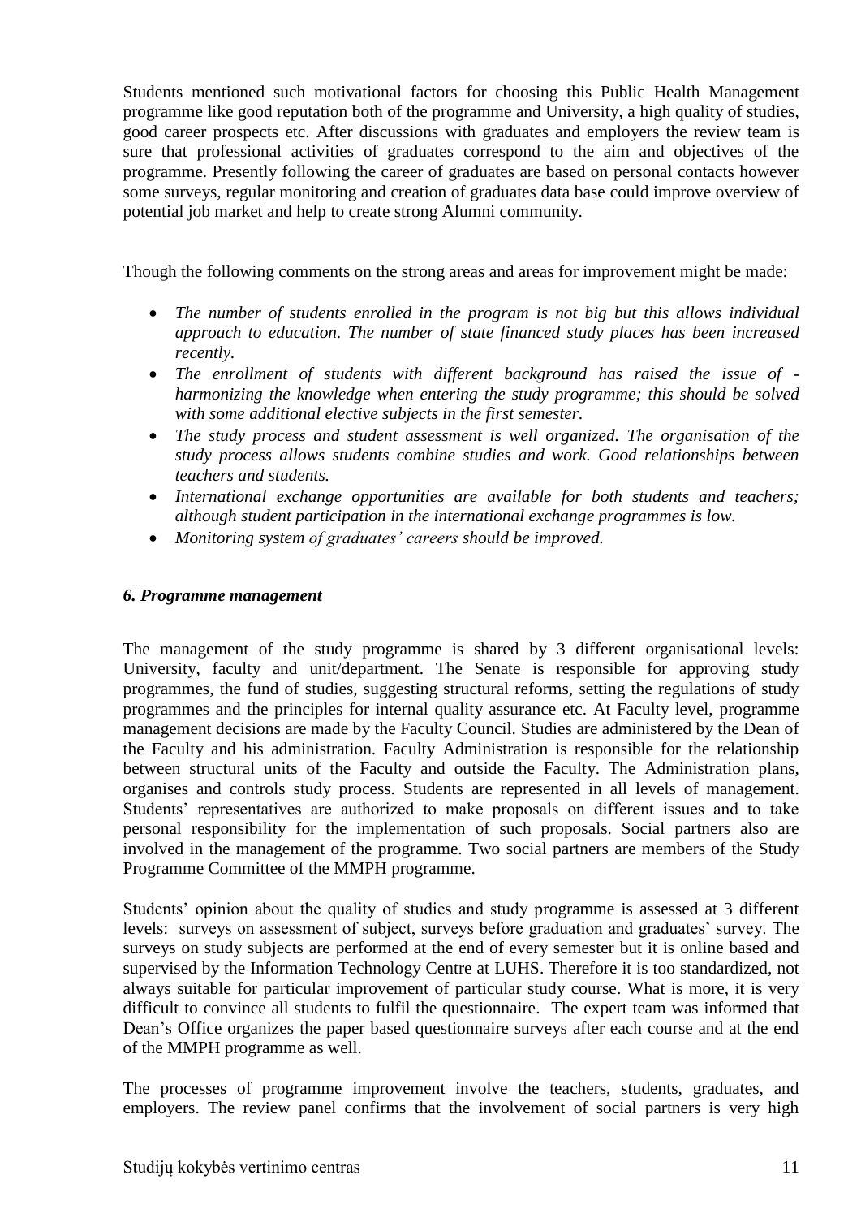Students mentioned such motivational factors for choosing this Public Health Management programme like good reputation both of the programme and University, a high quality of studies, good career prospects etc. After discussions with graduates and employers the review team is sure that professional activities of graduates correspond to the aim and objectives of the programme. Presently following the career of graduates are based on personal contacts however some surveys, regular monitoring and creation of graduates data base could improve overview of potential job market and help to create strong Alumni community.

Though the following comments on the strong areas and areas for improvement might be made:

- *The number of students enrolled in the program is not big but this allows individual approach to education. The number of state financed study places has been increased recently.*
- *The enrollment of students with different background has raised the issue of - harmonizing the knowledge when entering the study programme; this should be solved with some additional elective subjects in the first semester.*
- *The study process and student assessment is well organized. The organisation of the study process allows students combine studies and work. Good relationships between teachers and students.*
- *International exchange opportunities are available for both students and teachers; although student participation in the international exchange programmes is low.*
- *Monitoring system of graduates' careers should be improved.*

### *6. Programme management*

The management of the study programme is shared by 3 different organisational levels: University, faculty and unit/department. The Senate is responsible for approving study programmes, the fund of studies, suggesting structural reforms, setting the regulations of study programmes and the principles for internal quality assurance etc. At Faculty level, programme management decisions are made by the Faculty Council. Studies are administered by the Dean of the Faculty and his administration. Faculty Administration is responsible for the relationship between structural units of the Faculty and outside the Faculty. The Administration plans, organises and controls study process. Students are represented in all levels of management. Students' representatives are authorized to make proposals on different issues and to take personal responsibility for the implementation of such proposals. Social partners also are involved in the management of the programme. Two social partners are members of the Study Programme Committee of the MMPH programme.

Students' opinion about the quality of studies and study programme is assessed at 3 different levels: surveys on assessment of subject, surveys before graduation and graduates' survey. The surveys on study subjects are performed at the end of every semester but it is online based and supervised by the Information Technology Centre at LUHS. Therefore it is too standardized, not always suitable for particular improvement of particular study course. What is more, it is very difficult to convince all students to fulfil the questionnaire. The expert team was informed that Dean's Office organizes the paper based questionnaire surveys after each course and at the end of the MMPH programme as well.

The processes of programme improvement involve the teachers, students, graduates, and employers. The review panel confirms that the involvement of social partners is very high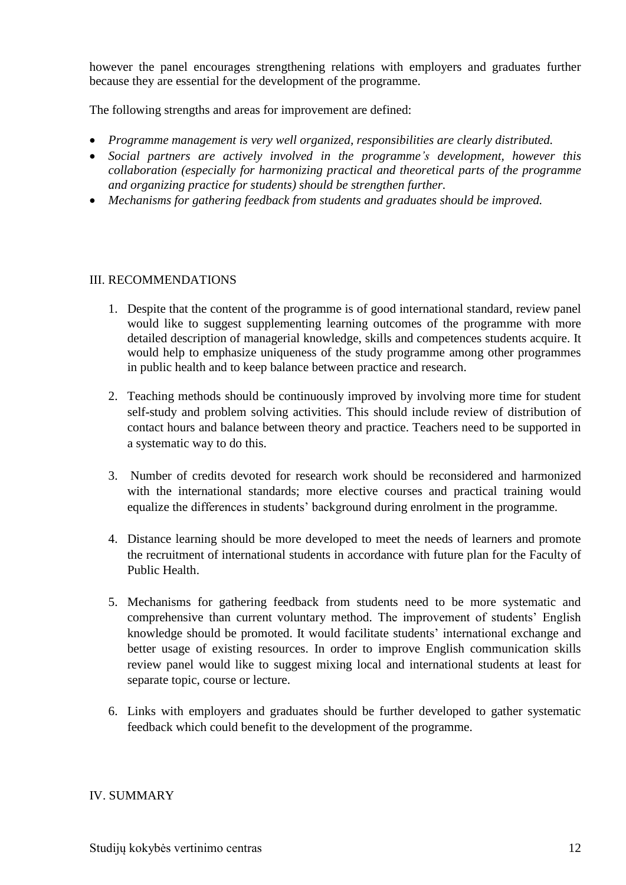however the panel encourages strengthening relations with employers and graduates further because they are essential for the development of the programme.

The following strengths and areas for improvement are defined:

- *Programme management is very well organized, responsibilities are clearly distributed.*
- *Social partners are actively involved in the programme's development, however this collaboration (especially for harmonizing practical and theoretical parts of the programme and organizing practice for students) should be strengthen further.*
- *Mechanisms for gathering feedback from students and graduates should be improved.*

## III. RECOMMENDATIONS

1. Despite that the content of the programme is of good international standard, review panel would like to suggest supplementing learning outcomes of the programme with more detailed description of managerial knowledge, skills and competences students acquire. It would help to emphasize uniqueness of the study programme among other programmes in public health and to keep balance between practice and research.

2. Teaching methods should be continuously improved by involving more time for student self-study and problem solving activities. This should include review of distribution of contact hours and balance between theory and practice. Teachers need to be supported in a systematic way to do this.

3. Number of credits devoted for research work should be reconsidered and harmonized with the international standards; more elective courses and practical training would equalize the differences in students' background during enrolment in the programme.

4. Distance learning should be more developed to meet the needs of learners and promote the recruitment of international students in accordance with future plan for the Faculty of Public Health.

5. Mechanisms for gathering feedback from students need to be more systematic and comprehensive than current voluntary method. The improvement of students' English knowledge should be promoted. It would facilitate students' international exchange and better usage of existing resources. In order to improve English communication skills review panel would like to suggest mixing local and international students at least for separate topic, course or lecture.

6. Links with employers and graduates should be further developed to gather systematic feedback which could benefit to the development of the programme.

## IV. SUMMARY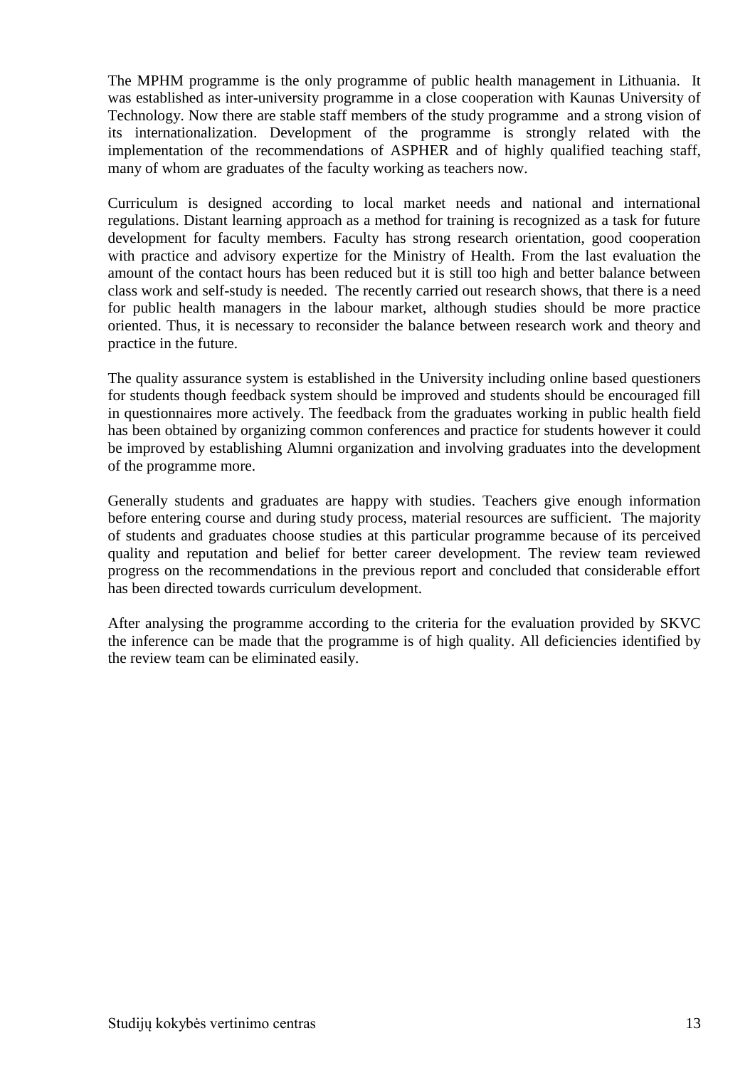The MPHM programme is the only programme of public health management in Lithuania. It was established as inter-university programme in a close cooperation with Kaunas University of Technology. Now there are stable staff members of the study programme and a strong vision of its internationalization. Development of the programme is strongly related with the implementation of the recommendations of ASPHER and of highly qualified teaching staff, many of whom are graduates of the faculty working as teachers now.

Curriculum is designed according to local market needs and national and international regulations. Distant learning approach as a method for training is recognized as a task for future development for faculty members. Faculty has strong research orientation, good cooperation with practice and advisory expertize for the Ministry of Health. From the last evaluation the amount of the contact hours has been reduced but it is still too high and better balance between class work and self-study is needed. The recently carried out research shows, that there is a need for public health managers in the labour market, although studies should be more practice oriented. Thus, it is necessary to reconsider the balance between research work and theory and practice in the future.

The quality assurance system is established in the University including online based questioners for students though feedback system should be improved and students should be encouraged fill in questionnaires more actively. The feedback from the graduates working in public health field has been obtained by organizing common conferences and practice for students however it could be improved by establishing Alumni organization and involving graduates into the development of the programme more.

Generally students and graduates are happy with studies. Teachers give enough information before entering course and during study process, material resources are sufficient. The majority of students and graduates choose studies at this particular programme because of its perceived quality and reputation and belief for better career development. The review team reviewed progress on the recommendations in the previous report and concluded that considerable effort has been directed towards curriculum development.

After analysing the programme according to the criteria for the evaluation provided by SKVC the inference can be made that the programme is of high quality. All deficiencies identified by the review team can be eliminated easily.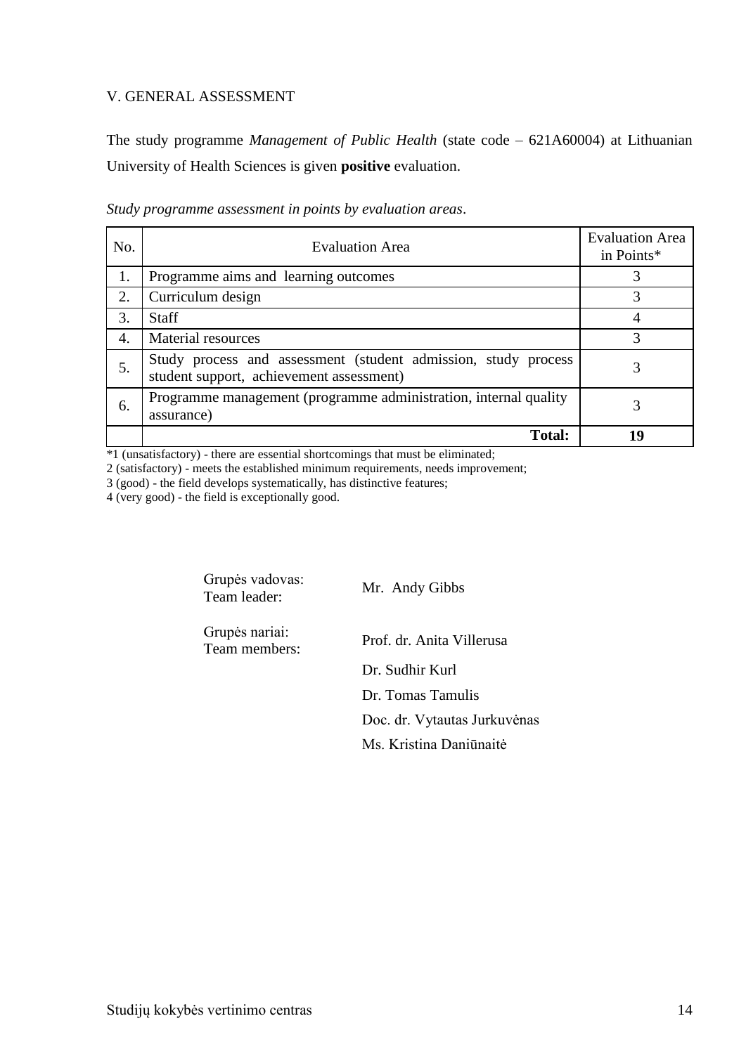## V. GENERAL ASSESSMENT

The study programme *Management of Public Health* (state code – 621A60004) at Lithuanian University of Health Sciences is given **positive** evaluation.

*Study programme assessment in points by evaluation areas*.

| No. | Evaluation Area | Evaluation Area in Points* |
|---|---|---|
| 1. | Programme aims and learning outcomes | 3 |
| 2. | Curriculum design | 3 |
| 3. | Staff | 4 |
| 4. | Material resources | 3 |
| 5. | Study process and assessment (student admission, study process student support, achievement assessment) | 3 |
| 6. | Programme management (programme administration, internal quality assurance) | 3 |
| | **Total:** | **19** |

*1 (unsatisfactory) - there are essential shortcomings that must be eliminated;
2 (satisfactory) - meets the established minimum requirements, needs improvement;
3 (good) - the field develops systematically, has distinctive features;
4 (very good) - the field is exceptionally good.

Grupės vadovas:
Team leader: Mr. Andy Gibbs

Grupės nariai:
Team members: Prof. dr. Anita Villerusa

Dr. Sudhir Kurl

Dr. Tomas Tamulis

Doc. dr. Vytautas Jurkuvėnas

Ms. Kristina Daniūnaitė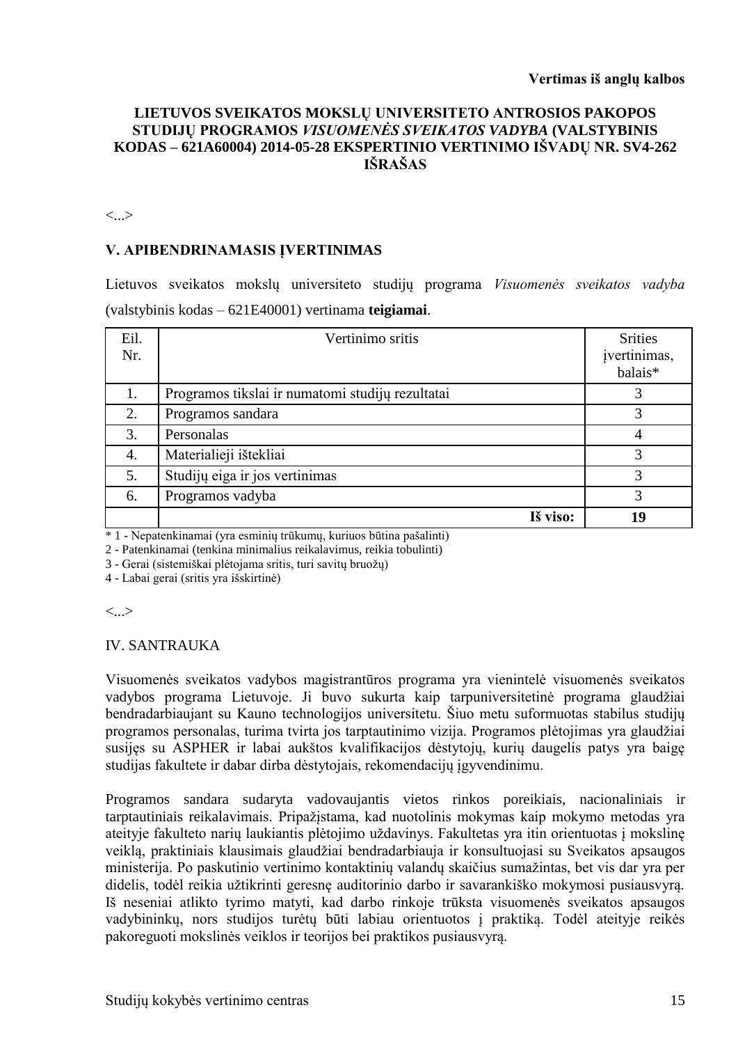**Vertimas iš anglų kalbos**

**LIETUVOS SVEIKATOS MOKSLŲ UNIVERSITETO ANTROSIOS PAKOPOS STUDIJŲ PROGRAMOS *VISUOMENĖS SVEIKATOS VADYBA* (VALSTYBINIS KODAS – 621A60004) 2014-05-28 EKSPERTINIO VERTINIMO IŠVADŲ NR. SV4-262 IŠRAŠAS**

<...>

## V. APIBENDRINAMASIS ĮVERTINIMAS

Lietuvos sveikatos mokslų universiteto studijų programa *Visuomenės sveikatos vadyba* (valstybinis kodas – 621E40001) vertinama **teigiamai**.

| Eil. Nr. | Vertinimo sritis | Srities įvertinimas, balais* |
|---|---|---|
| 1. | Programos tikslai ir numatomi studijų rezultatai | 3 |
| 2. | Programos sandara | 3 |
| 3. | Personalas | 4 |
| 4. | Materialieji ištekliai | 3 |
| 5. | Studijų eiga ir jos vertinimas | 3 |
| 6. | Programos vadyba | 3 |
| | **Iš viso:** | **19** |

\* 1 - Nepatenkinamai (yra esminių trūkumų, kuriuos būtina pašalinti)
2 - Patenkinamai (tenkina minimalius reikalavimus, reikia tobulinti)
3 - Gerai (sistemiškai plėtojama sritis, turi savitų bruožų)
4 - Labai gerai (sritis yra išskirtinė)

<...>

## IV. SANTRAUKA

Visuomenės sveikatos vadybos magistrantūros programa yra vienintelė visuomenės sveikatos vadybos programa Lietuvoje. Ji buvo sukurta kaip tarpuniversitetinė programa glaudžiai bendradarbiaujant su Kauno technologijos universitetu. Šiuo metu suformuotas stabilus studijų programos personalas, turima tvirta jos tarptautinimo vizija. Programos plėtojimas yra glaudžiai susijęs su ASPHER ir labai aukštos kvalifikacijos dėstytojų, kurių daugelis patys yra baigę studijas fakultete ir dabar dirba dėstytojais, rekomendacijų įgyvendinimu.

Programos sandara sudaryta vadovaujantis vietos rinkos poreikiais, nacionaliniais ir tarptautiniais reikalavimais. Pripažįstama, kad nuotolinis mokymas kaip mokymo metodas yra ateityje fakulteto narių laukiantis plėtojimo uždavinys. Fakultetas yra itin orientuotas į mokslinę veiklą, praktiniais klausimais glaudžiai bendradarbiauja ir konsultuojasi su Sveikatos apsaugos ministerija. Po paskutinio vertinimo kontaktinių valandų skaičius sumažintas, bet vis dar yra per didelis, todėl reikia užtikrinti geresnę auditorinio darbo ir savarankiško mokymosi pusiausvyrą. Iš neseniai atlikto tyrimo matyti, kad darbo rinkoje trūksta visuomenės sveikatos apsaugos vadybininkų, nors studijos turėtų būti labiau orientuotos į praktiką. Todėl ateityje reikės pakoreguoti mokslinės veiklos ir teorijos bei praktikos pusiausvyrą.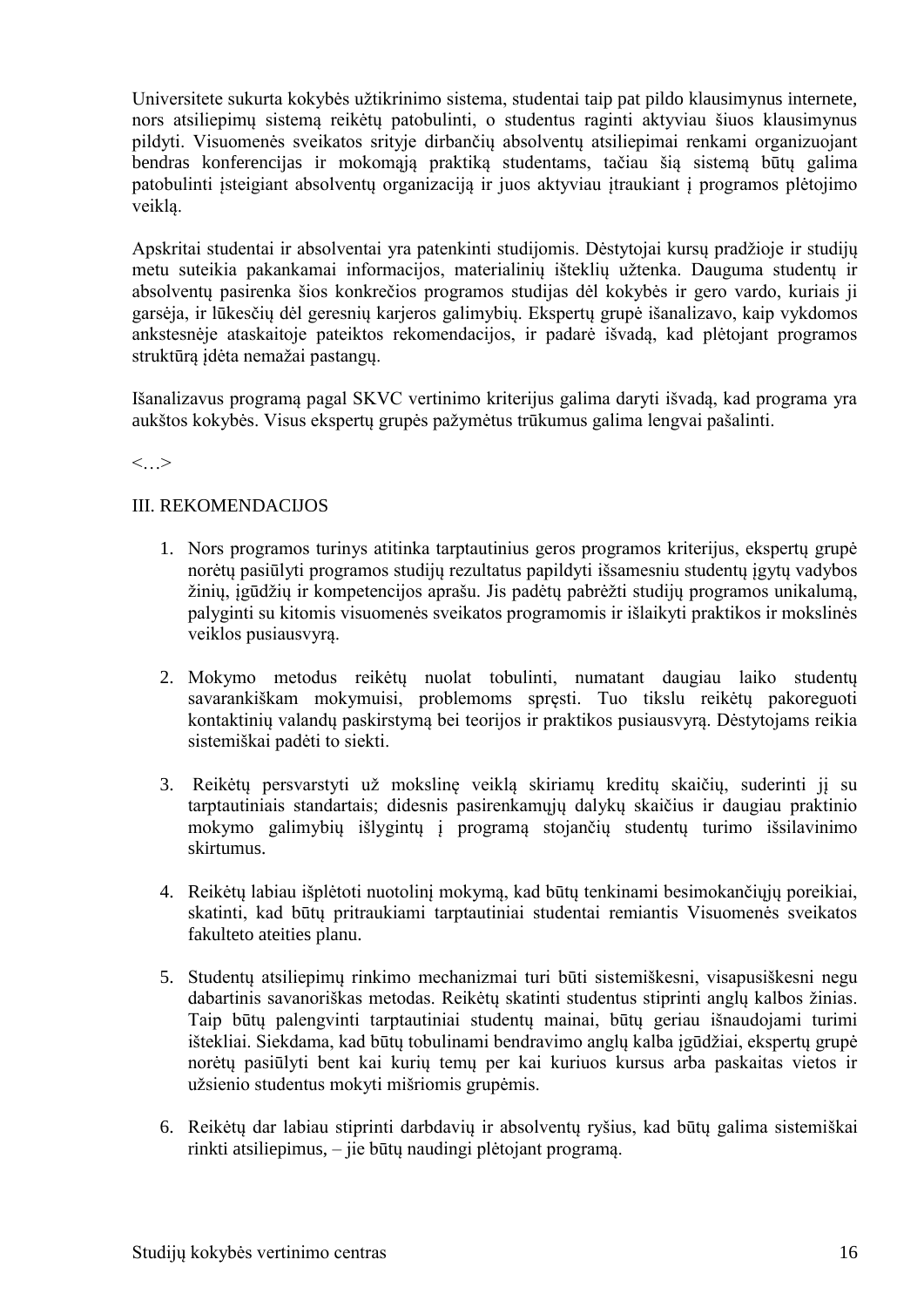Universitete sukurta kokybės užtikrinimo sistema, studentai taip pat pildo klausimynus internete, nors atsiliepimų sistemą reikėtų patobulinti, o studentus raginti aktyviau šiuos klausimynus pildyti. Visuomenės sveikatos srityje dirbančių absolventų atsiliepimai renkami organizuojant bendras konferencijas ir mokomąją praktiką studentams, tačiau šią sistemą būtų galima patobulinti įsteigiant absolventų organizaciją ir juos aktyviau įtraukiant į programos plėtojimo veiklą.

Apskritai studentai ir absolventai yra patenkinti studijomis. Dėstytojai kursų pradžioje ir studijų metu suteikia pakankamai informacijos, materialinių išteklių užtenka. Dauguma studentų ir absolventų pasirenka šios konkrečios programos studijas dėl kokybės ir gero vardo, kuriais ji garsėja, ir lūkesčių dėl geresnių karjeros galimybių. Ekspertų grupė išanalizavo, kaip vykdomos ankstesnėje ataskaitoje pateiktos rekomendacijos, ir padarė išvadą, kad plėtojant programos struktūrą įdėta nemažai pastangų.

Išanalizavus programą pagal SKVC vertinimo kriterijus galima daryti išvadą, kad programa yra aukštos kokybės. Visus ekspertų grupės pažymėtus trūkumus galima lengvai pašalinti.

<…>

## III. REKOMENDACIJOS

1. Nors programos turinys atitinka tarptautinius geros programos kriterijus, ekspertų grupė norėtų pasiūlyti programos studijų rezultatus papildyti išsamesniu studentų įgytų vadybos žinių, įgūdžių ir kompetencijos aprašu. Jis padėtų pabrėžti studijų programos unikalumą, palyginti su kitomis visuomenės sveikatos programomis ir išlaikyti praktikos ir mokslinės veiklos pusiausvyrą.

2. Mokymo metodus reikėtų nuolat tobulinti, numatant daugiau laiko studentų savarankiškam mokymuisi, problemoms spręsti. Tuo tikslu reikėtų pakoreguoti kontaktinių valandų paskirstymą bei teorijos ir praktikos pusiausvyrą. Dėstytojams reikia sistemiškai padėti to siekti.

3. Reikėtų persvarstyti už mokslinę veiklą skiriamų kreditų skaičių, suderinti jį su tarptautiniais standartais; didesnis pasirenkamųjų dalykų skaičius ir daugiau praktinio mokymo galimybių išlygintų į programą stojančių studentų turimo išsilavinimo skirtumus.

4. Reikėtų labiau išplėtoti nuotolinį mokymą, kad būtų tenkinami besimokančiųjų poreikiai, skatinti, kad būtų pritraukiami tarptautiniai studentai remiantis Visuomenės sveikatos fakulteto ateities planu.

5. Studentų atsiliepimų rinkimo mechanizmai turi būti sistemiškesni, visapusiškesni negu dabartinis savanoriškas metodas. Reikėtų skatinti studentus stiprinti anglų kalbos žinias. Taip būtų palengvinti tarptautiniai studentų mainai, būtų geriau išnaudojami turimi ištekliai. Siekdama, kad būtų tobulinami bendravimo anglų kalba įgūdžiai, ekspertų grupė norėtų pasiūlyti bent kai kurių temų per kai kuriuos kursus arba paskaitas vietos ir užsienio studentus mokyti mišriomis grupėmis.

6. Reikėtų dar labiau stiprinti darbdavių ir absolventų ryšius, kad būtų galima sistemiškai rinkti atsiliepimus, – jie būtų naudingi plėtojant programą.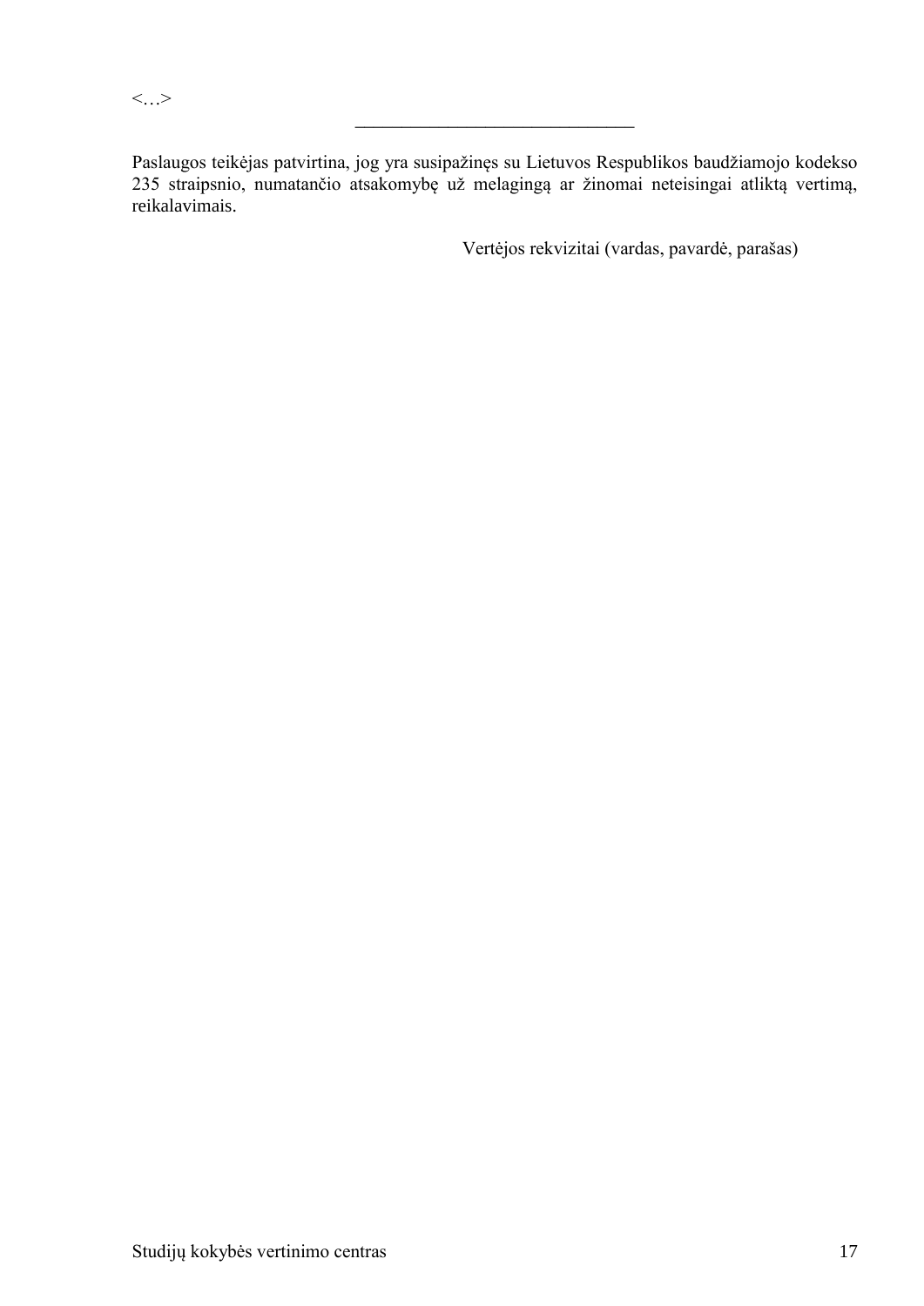<…>

______________________________

Paslaugos teikėjas patvirtina, jog yra susipažinęs su Lietuvos Respublikos baudžiamojo kodekso 235 straipsnio, numatančio atsakomybę už melagingą ar žinomai neteisingai atliktą vertimą, reikalavimais.

Vertėjos rekvizitai (vardas, pavardė, parašas)